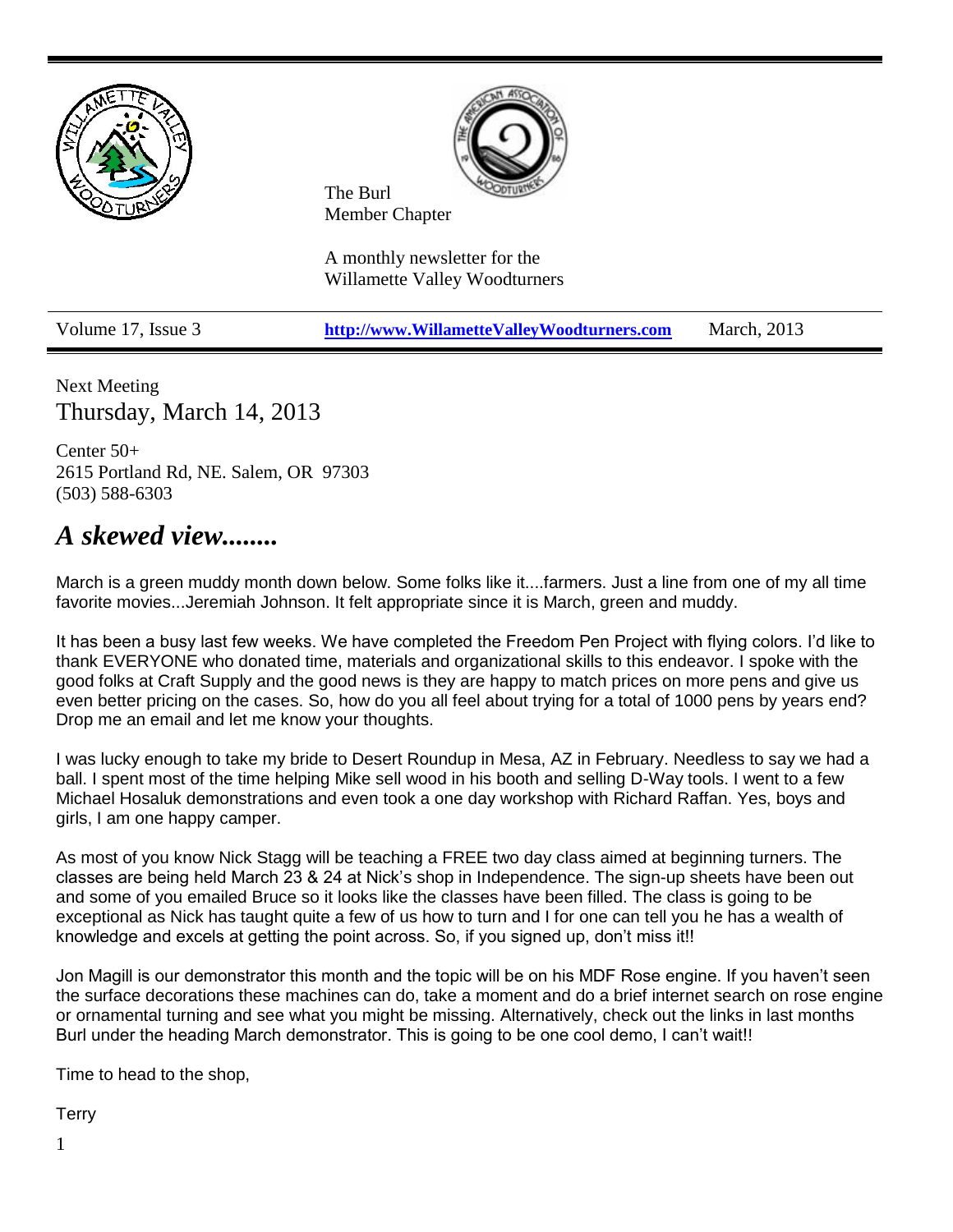The Burl
Member Chapter

A monthly newsletter for the
Willamette Valley Woodturners

| Volume 17, Issue 3 | **http://www.WillametteValleyWoodturners.com** | March, 2013 |
| --- | --- | --- |

Next Meeting

Thursday, March 14, 2013

Center 50+
2615 Portland Rd, NE. Salem, OR 97303
(503) 588-6303

# *A skewed view........*

March is a green muddy month down below. Some folks like it....farmers. Just a line from one of my all time favorite movies...Jeremiah Johnson. It felt appropriate since it is March, green and muddy.

It has been a busy last few weeks. We have completed the Freedom Pen Project with flying colors. I'd like to thank EVERYONE who donated time, materials and organizational skills to this endeavor. I spoke with the good folks at Craft Supply and the good news is they are happy to match prices on more pens and give us even better pricing on the cases. So, how do you all feel about trying for a total of 1000 pens by years end? Drop me an email and let me know your thoughts.

I was lucky enough to take my bride to Desert Roundup in Mesa, AZ in February. Needless to say we had a ball. I spent most of the time helping Mike sell wood in his booth and selling D-Way tools. I went to a few Michael Hosaluk demonstrations and even took a one day workshop with Richard Raffan. Yes, boys and girls, I am one happy camper.

As most of you know Nick Stagg will be teaching a FREE two day class aimed at beginning turners. The classes are being held March 23 & 24 at Nick's shop in Independence. The sign-up sheets have been out and some of you emailed Bruce so it looks like the classes have been filled. The class is going to be exceptional as Nick has taught quite a few of us how to turn and I for one can tell you he has a wealth of knowledge and excels at getting the point across. So, if you signed up, don't miss it!!

Jon Magill is our demonstrator this month and the topic will be on his MDF Rose engine. If you haven't seen the surface decorations these machines can do, take a moment and do a brief internet search on rose engine or ornamental turning and see what you might be missing. Alternatively, check out the links in last months Burl under the heading March demonstrator. This is going to be one cool demo, I can't wait!!

Time to head to the shop,

Terry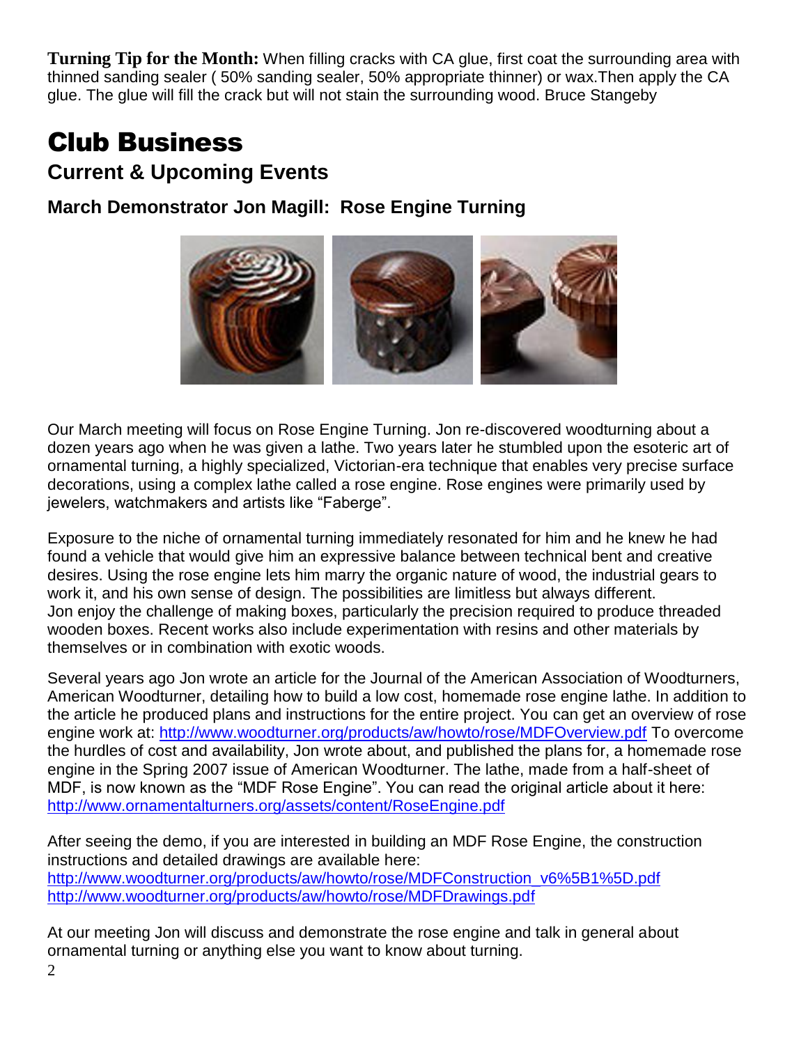**Turning Tip for the Month:** When filling cracks with CA glue, first coat the surrounding area with thinned sanding sealer ( 50% sanding sealer, 50% appropriate thinner) or wax.Then apply the CA glue. The glue will fill the crack but will not stain the surrounding wood. Bruce Stangeby

# Club Business

## Current & Upcoming Events

### March Demonstrator Jon Magill: Rose Engine Turning

Our March meeting will focus on Rose Engine Turning. Jon re-discovered woodturning about a dozen years ago when he was given a lathe. Two years later he stumbled upon the esoteric art of ornamental turning, a highly specialized, Victorian-era technique that enables very precise surface decorations, using a complex lathe called a rose engine. Rose engines were primarily used by jewelers, watchmakers and artists like "Faberge".

Exposure to the niche of ornamental turning immediately resonated for him and he knew he had found a vehicle that would give him an expressive balance between technical bent and creative desires. Using the rose engine lets him marry the organic nature of wood, the industrial gears to work it, and his own sense of design. The possibilities are limitless but always different. Jon enjoy the challenge of making boxes, particularly the precision required to produce threaded wooden boxes. Recent works also include experimentation with resins and other materials by themselves or in combination with exotic woods.

Several years ago Jon wrote an article for the Journal of the American Association of Woodturners, American Woodturner, detailing how to build a low cost, homemade rose engine lathe. In addition to the article he produced plans and instructions for the entire project. You can get an overview of rose engine work at: http://www.woodturner.org/products/aw/howto/rose/MDFOverview.pdf To overcome the hurdles of cost and availability, Jon wrote about, and published the plans for, a homemade rose engine in the Spring 2007 issue of American Woodturner. The lathe, made from a half-sheet of MDF, is now known as the "MDF Rose Engine". You can read the original article about it here: http://www.ornamentalturners.org/assets/content/RoseEngine.pdf

After seeing the demo, if you are interested in building an MDF Rose Engine, the construction instructions and detailed drawings are available here:
http://www.woodturner.org/products/aw/howto/rose/MDFConstruction_v6%5B1%5D.pdf
http://www.woodturner.org/products/aw/howto/rose/MDFDrawings.pdf

At our meeting Jon will discuss and demonstrate the rose engine and talk in general about ornamental turning or anything else you want to know about turning.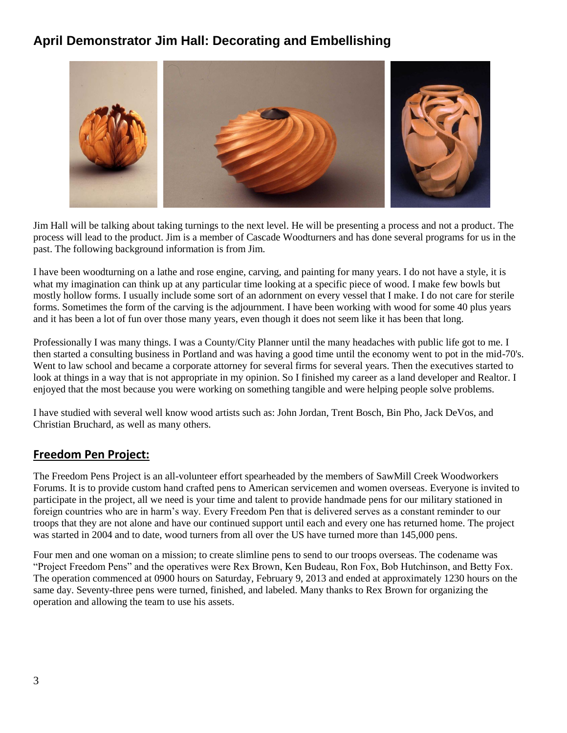## April Demonstrator Jim Hall: Decorating and Embellishing

Jim Hall will be talking about taking turnings to the next level. He will be presenting a process and not a product. The process will lead to the product. Jim is a member of Cascade Woodturners and has done several programs for us in the past. The following background information is from Jim.

I have been woodturning on a lathe and rose engine, carving, and painting for many years. I do not have a style, it is what my imagination can think up at any particular time looking at a specific piece of wood. I make few bowls but mostly hollow forms. I usually include some sort of an adornment on every vessel that I make. I do not care for sterile forms. Sometimes the form of the carving is the adjournment. I have been working with wood for some 40 plus years and it has been a lot of fun over those many years, even though it does not seem like it has been that long.

Professionally I was many things. I was a County/City Planner until the many headaches with public life got to me. I then started a consulting business in Portland and was having a good time until the economy went to pot in the mid-70's. Went to law school and became a corporate attorney for several firms for several years. Then the executives started to look at things in a way that is not appropriate in my opinion. So I finished my career as a land developer and Realtor. I enjoyed that the most because you were working on something tangible and were helping people solve problems.

I have studied with several well know wood artists such as: John Jordan, Trent Bosch, Bin Pho, Jack DeVos, and Christian Bruchard, as well as many others.

## Freedom Pen Project:

The Freedom Pens Project is an all-volunteer effort spearheaded by the members of SawMill Creek Woodworkers Forums. It is to provide custom hand crafted pens to American servicemen and women overseas. Everyone is invited to participate in the project, all we need is your time and talent to provide handmade pens for our military stationed in foreign countries who are in harm's way. Every Freedom Pen that is delivered serves as a constant reminder to our troops that they are not alone and have our continued support until each and every one has returned home. The project was started in 2004 and to date, wood turners from all over the US have turned more than 145,000 pens.

Four men and one woman on a mission; to create slimline pens to send to our troops overseas. The codename was "Project Freedom Pens" and the operatives were Rex Brown, Ken Budeau, Ron Fox, Bob Hutchinson, and Betty Fox. The operation commenced at 0900 hours on Saturday, February 9, 2013 and ended at approximately 1230 hours on the same day. Seventy-three pens were turned, finished, and labeled. Many thanks to Rex Brown for organizing the operation and allowing the team to use his assets.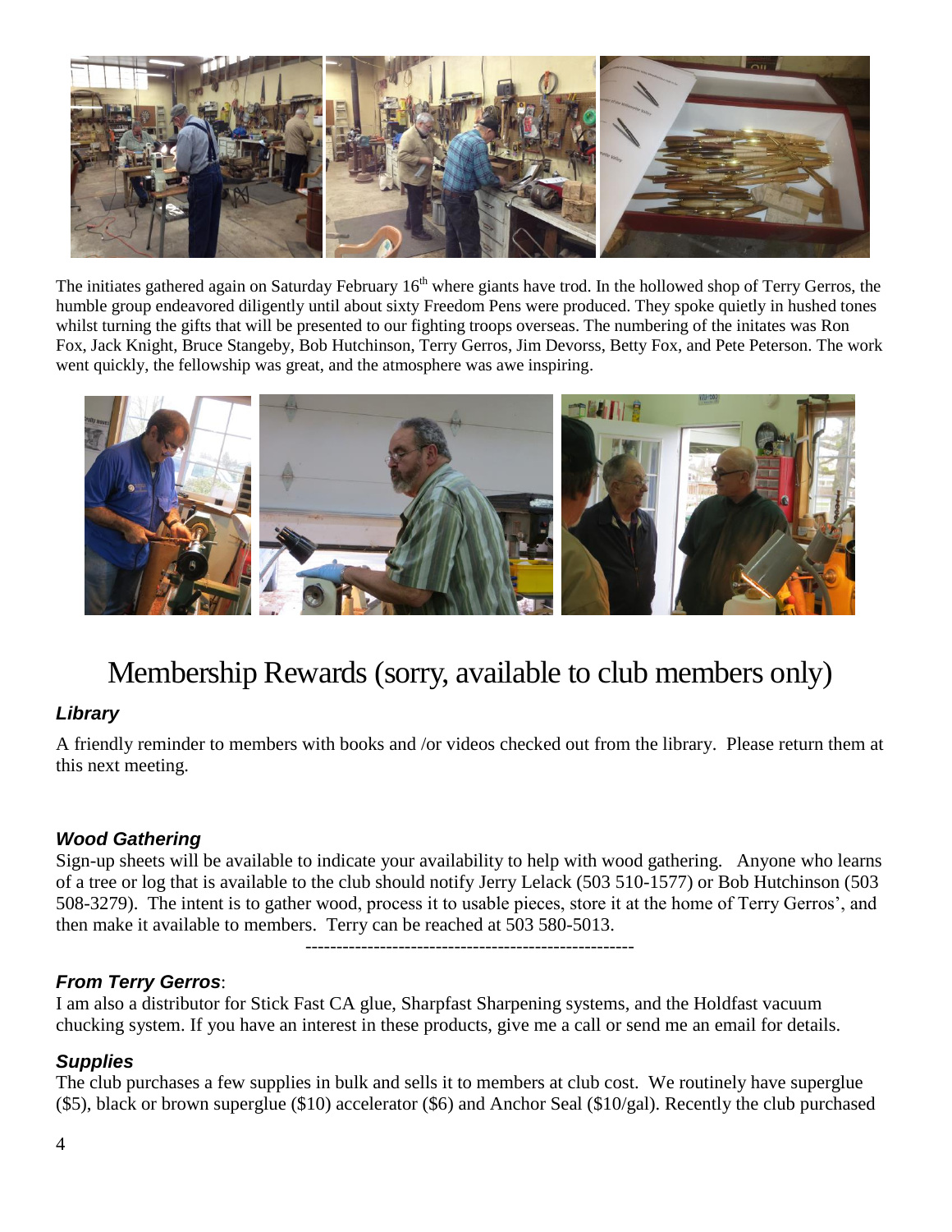The initiates gathered again on Saturday February 16th where giants have trod. In the hollowed shop of Terry Gerros, the humble group endeavored diligently until about sixty Freedom Pens were produced. They spoke quietly in hushed tones whilst turning the gifts that will be presented to our fighting troops overseas. The numbering of the initates was Ron Fox, Jack Knight, Bruce Stangeby, Bob Hutchinson, Terry Gerros, Jim Devorss, Betty Fox, and Pete Peterson. The work went quickly, the fellowship was great, and the atmosphere was awe inspiring.

# Membership Rewards (sorry, available to club members only)

### *Library*

A friendly reminder to members with books and /or videos checked out from the library. Please return them at this next meeting.

### *Wood Gathering*

Sign-up sheets will be available to indicate your availability to help with wood gathering. Anyone who learns of a tree or log that is available to the club should notify Jerry Lelack (503 510-1577) or Bob Hutchinson (503 508-3279). The intent is to gather wood, process it to usable pieces, store it at the home of Terry Gerros', and then make it available to members. Terry can be reached at 503 580-5013.

-----------------------------------------------------

### *From Terry Gerros*:

I am also a distributor for Stick Fast CA glue, Sharpfast Sharpening systems, and the Holdfast vacuum chucking system. If you have an interest in these products, give me a call or send me an email for details.

### *Supplies*

The club purchases a few supplies in bulk and sells it to members at club cost. We routinely have superglue ($5), black or brown superglue ($10) accelerator ($6) and Anchor Seal ($10/gal). Recently the club purchased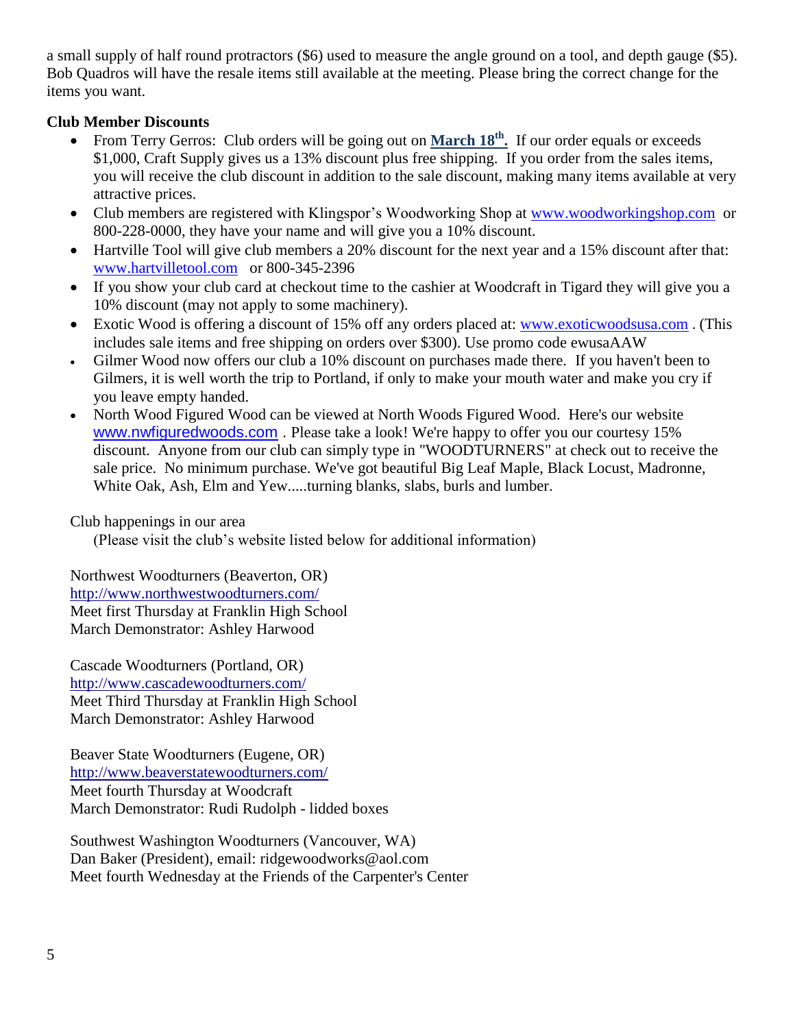a small supply of half round protractors ($6) used to measure the angle ground on a tool, and depth gauge ($5). Bob Quadros will have the resale items still available at the meeting. Please bring the correct change for the items you want.

**Club Member Discounts**

- From Terry Gerros: Club orders will be going out on **March 18th.** If our order equals or exceeds $1,000, Craft Supply gives us a 13% discount plus free shipping. If you order from the sales items, you will receive the club discount in addition to the sale discount, making many items available at very attractive prices.
- Club members are registered with Klingspor's Woodworking Shop at www.woodworkingshop.com or 800-228-0000, they have your name and will give you a 10% discount.
- Hartville Tool will give club members a 20% discount for the next year and a 15% discount after that: www.hartvilletool.com or 800-345-2396
- If you show your club card at checkout time to the cashier at Woodcraft in Tigard they will give you a 10% discount (may not apply to some machinery).
- Exotic Wood is offering a discount of 15% off any orders placed at: www.exoticwoodsusa.com . (This includes sale items and free shipping on orders over $300). Use promo code ewusaAAW
- Gilmer Wood now offers our club a 10% discount on purchases made there. If you haven't been to Gilmers, it is well worth the trip to Portland, if only to make your mouth water and make you cry if you leave empty handed.
- North Wood Figured Wood can be viewed at North Woods Figured Wood. Here's our website www.nwfiguredwoods.com . Please take a look! We're happy to offer you our courtesy 15% discount. Anyone from our club can simply type in "WOODTURNERS" at check out to receive the sale price. No minimum purchase. We've got beautiful Big Leaf Maple, Black Locust, Madronne, White Oak, Ash, Elm and Yew.....turning blanks, slabs, burls and lumber.

Club happenings in our area

(Please visit the club's website listed below for additional information)

Northwest Woodturners (Beaverton, OR)
http://www.northwestwoodturners.com/
Meet first Thursday at Franklin High School
March Demonstrator: Ashley Harwood

Cascade Woodturners (Portland, OR)
http://www.cascadewoodturners.com/
Meet Third Thursday at Franklin High School
March Demonstrator: Ashley Harwood

Beaver State Woodturners (Eugene, OR)
http://www.beaverstatewoodturners.com/
Meet fourth Thursday at Woodcraft
March Demonstrator: Rudi Rudolph - lidded boxes

Southwest Washington Woodturners (Vancouver, WA)
Dan Baker (President), email: ridgewoodworks@aol.com
Meet fourth Wednesday at the Friends of the Carpenter's Center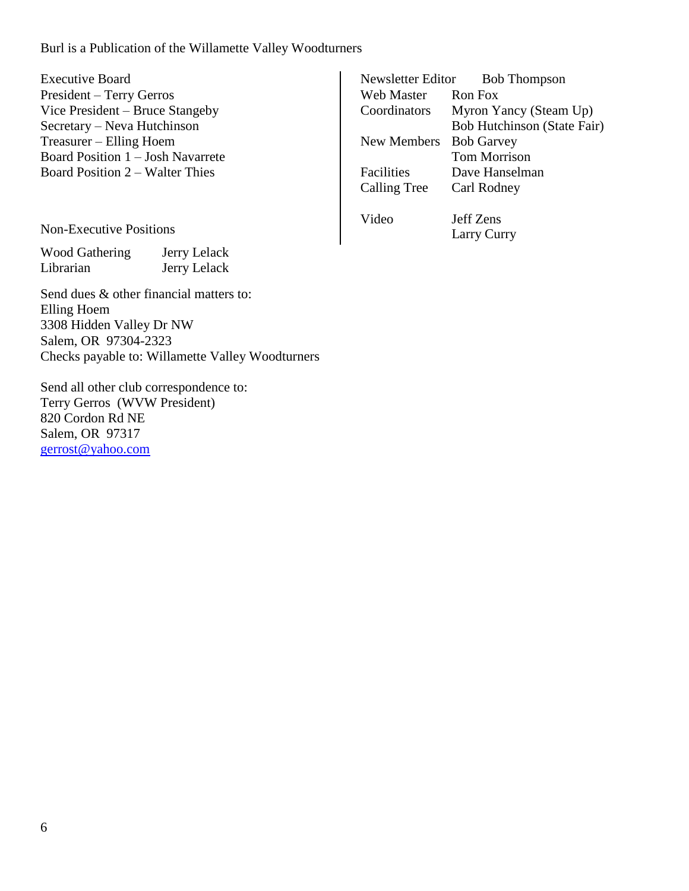Burl is a Publication of the Willamette Valley Woodturners

Executive Board
President – Terry Gerros
Vice President – Bruce Stangeby
Secretary – Neva Hutchinson
Treasurer – Elling Hoem
Board Position 1 – Josh Navarrete
Board Position 2 – Walter Thies

Non-Executive Positions

| | |
|---|---|
| Wood Gathering | Jerry Lelack |
| Librarian | Jerry Lelack |

Send dues & other financial matters to:
Elling Hoem
3308 Hidden Valley Dr NW
Salem, OR 97304-2323
Checks payable to: Willamette Valley Woodturners

Send all other club correspondence to:
Terry Gerros (WVW President)
820 Cordon Rd NE
Salem, OR 97317
gerrost@yahoo.com

| | |
|---|---|
| Newsletter Editor | Bob Thompson |
| Web Master | Ron Fox |
| Coordinators | Myron Yancy (Steam Up) |
| | Bob Hutchinson (State Fair) |
| New Members | Bob Garvey |
| | Tom Morrison |
| Facilities | Dave Hanselman |
| Calling Tree | Carl Rodney |
| Video | Jeff Zens |
| | Larry Curry |